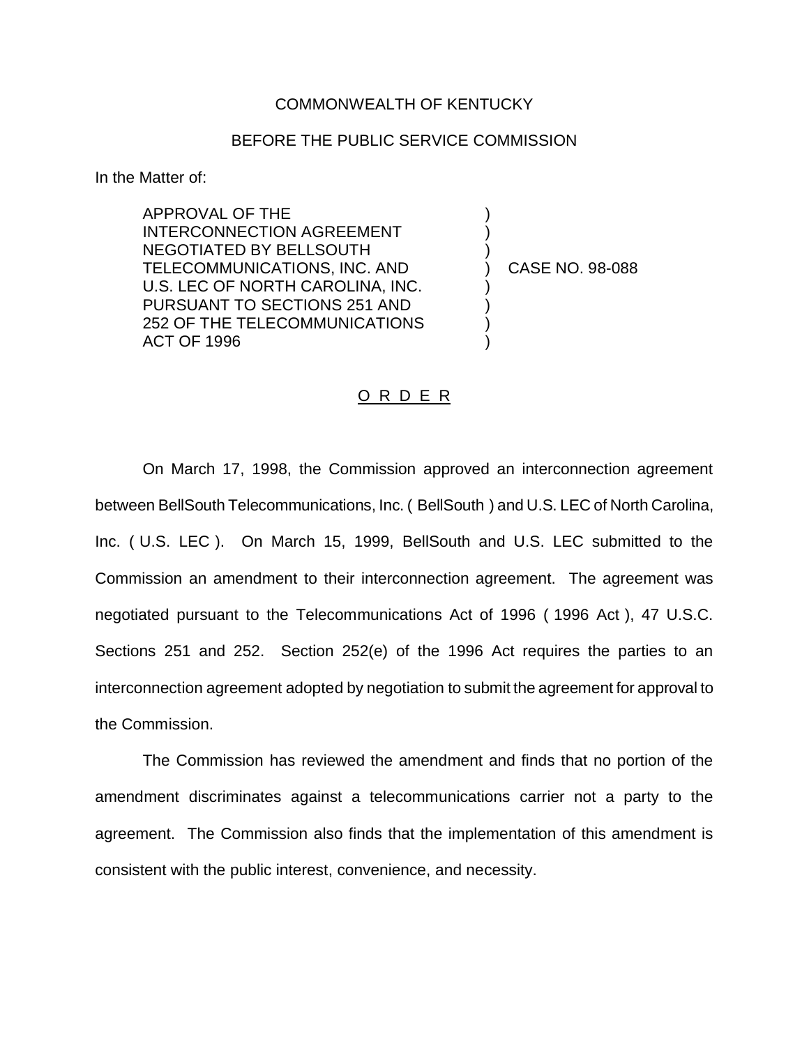COMMONWEALTH OF KENTUCKY

BEFORE THE PUBLIC SERVICE COMMISSION

In the Matter of:

APPROVAL OF THE INTERCONNECTION AGREEMENT NEGOTIATED BY BELLSOUTH TELECOMMUNICATIONS, INC. AND U.S. LEC OF NORTH CAROLINA, INC. PURSUANT TO SECTIONS 251 AND 252 OF THE TELECOMMUNICATIONS ACT OF 1996 ) CASE NO. 98-088

O R D E R

On March 17, 1998, the Commission approved an interconnection agreement between BellSouth Telecommunications, Inc. ( BellSouth ) and U.S. LEC of North Carolina, Inc. ( U.S. LEC ). On March 15, 1999, BellSouth and U.S. LEC submitted to the Commission an amendment to their interconnection agreement. The agreement was negotiated pursuant to the Telecommunications Act of 1996 ( 1996 Act ), 47 U.S.C. Sections 251 and 252. Section 252(e) of the 1996 Act requires the parties to an interconnection agreement adopted by negotiation to submit the agreement for approval to the Commission.

The Commission has reviewed the amendment and finds that no portion of the amendment discriminates against a telecommunications carrier not a party to the agreement. The Commission also finds that the implementation of this amendment is consistent with the public interest, convenience, and necessity.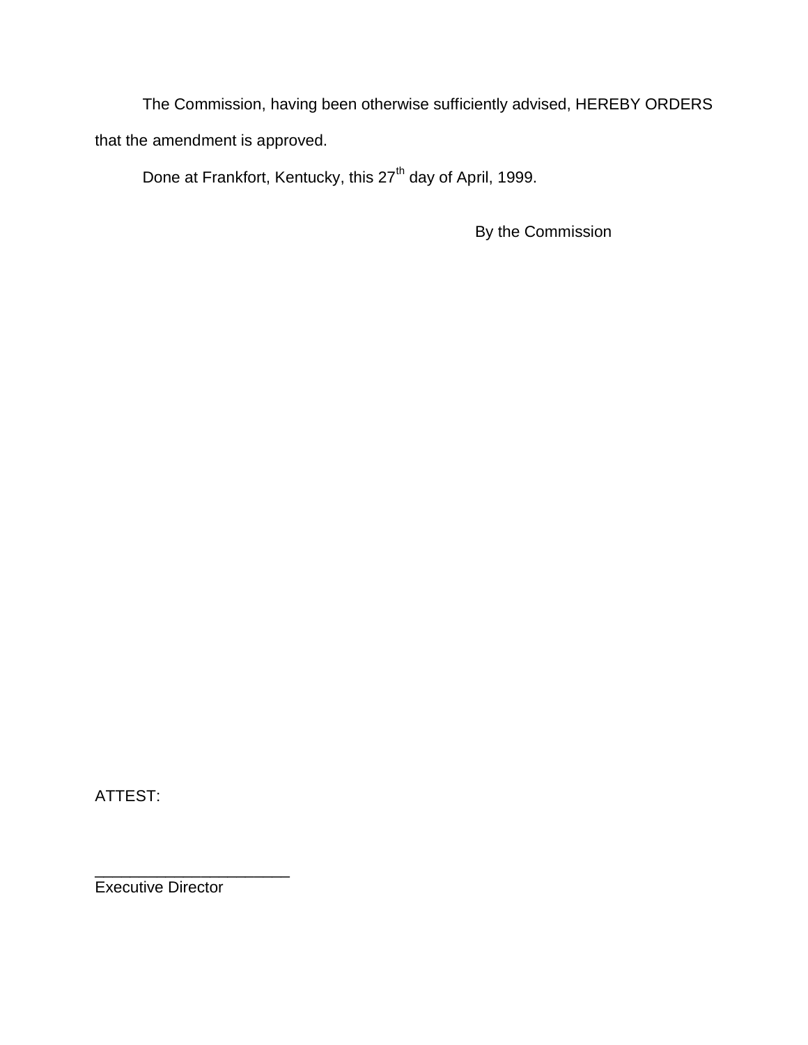The Commission, having been otherwise sufficiently advised, HEREBY ORDERS that the amendment is approved.

Done at Frankfort, Kentucky, this 27th day of April, 1999.

By the Commission

ATTEST:

______________________
Executive Director